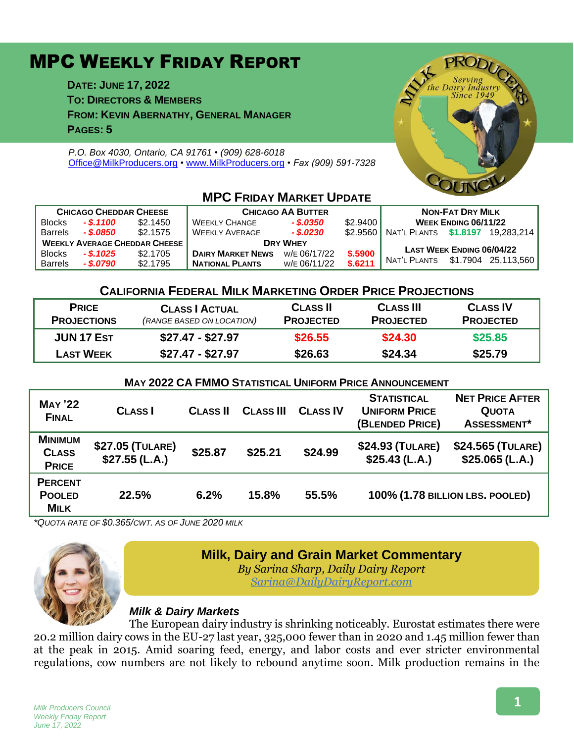# MPC Weekly Friday Report

**Date: June 17, 2022**
**To: Directors & Members**
**From: Kevin Abernathy, General Manager**
**Pages: 5**

*P.O. Box 4030, Ontario, CA 91761 • (909) 628-6018*
*Office@MilkProducers.org • www.MilkProducers.org • Fax (909) 591-7328*

## MPC Friday Market Update

| Chicago Cheddar Cheese | | | Chicago AA Butter | | | Non-Fat Dry Milk | | |
|---|---|---|---|---|---|---|---|---|
| Blocks | - $.1100 | $2.1450 | Weekly Change | - $.0350 | $2.9400 | **Week Ending 06/11/22** | | |
| Barrels | - $.0850 | $2.1575 | Weekly Average | - $.0230 | $2.9560 | Nat'l Plants | $1.8197 | 19,283,214 |
| **Weekly Average Cheddar Cheese** | | | **Dry Whey** | | | | | |
| Blocks | - $.1025 | $2.1705 | **Dairy Market News** | w/e 06/17/22 | $.5900 | **Last Week Ending 06/04/22** | | |
| Barrels | - $.0790 | $2.1795 | **National Plants** | w/e 06/11/22 | $.6211 | Nat'l Plants | $1.7904 | 25,113,560 |

## California Federal Milk Marketing Order Price Projections

| Price Projections | Class I Actual *(range based on location)* | Class II Projected | Class III Projected | Class IV Projected |
|---|---|---|---|---|
| Jun 17 Est | $27.47 - $27.97 | $26.55 | $24.30 | $25.85 |
| Last Week | $27.47 - $27.97 | $26.63 | $24.34 | $25.79 |

### May 2022 CA FMMO Statistical Uniform Price Announcement

| May '22 Final | Class I | Class II | Class III | Class IV | Statistical Uniform Price (Blended Price) | Net Price After Quota Assessment* |
|---|---|---|---|---|---|---|
| Minimum Class Price | $27.05 (Tulare) $27.55 (L.A.) | $25.87 | $25.21 | $24.99 | $24.93 (Tulare) $25.43 (L.A.) | $24.565 (Tulare) $25.065 (L.A.) |
| Percent Pooled Milk | 22.5% | 6.2% | 15.8% | 55.5% | 100% (1.78 billion lbs. pooled) | |

*\*Quota rate of $0.365/cwt. as of June 2020 milk*

## Milk, Dairy and Grain Market Commentary

*By Sarina Sharp, Daily Dairy Report*
*Sarina@DailyDairyReport.com*

### *Milk & Dairy Markets*

The European dairy industry is shrinking noticeably. Eurostat estimates there were 20.2 million dairy cows in the EU-27 last year, 325,000 fewer than in 2020 and 1.45 million fewer than at the peak in 2015. Amid soaring feed, energy, and labor costs and ever stricter environmental regulations, cow numbers are not likely to rebound anytime soon. Milk production remains in the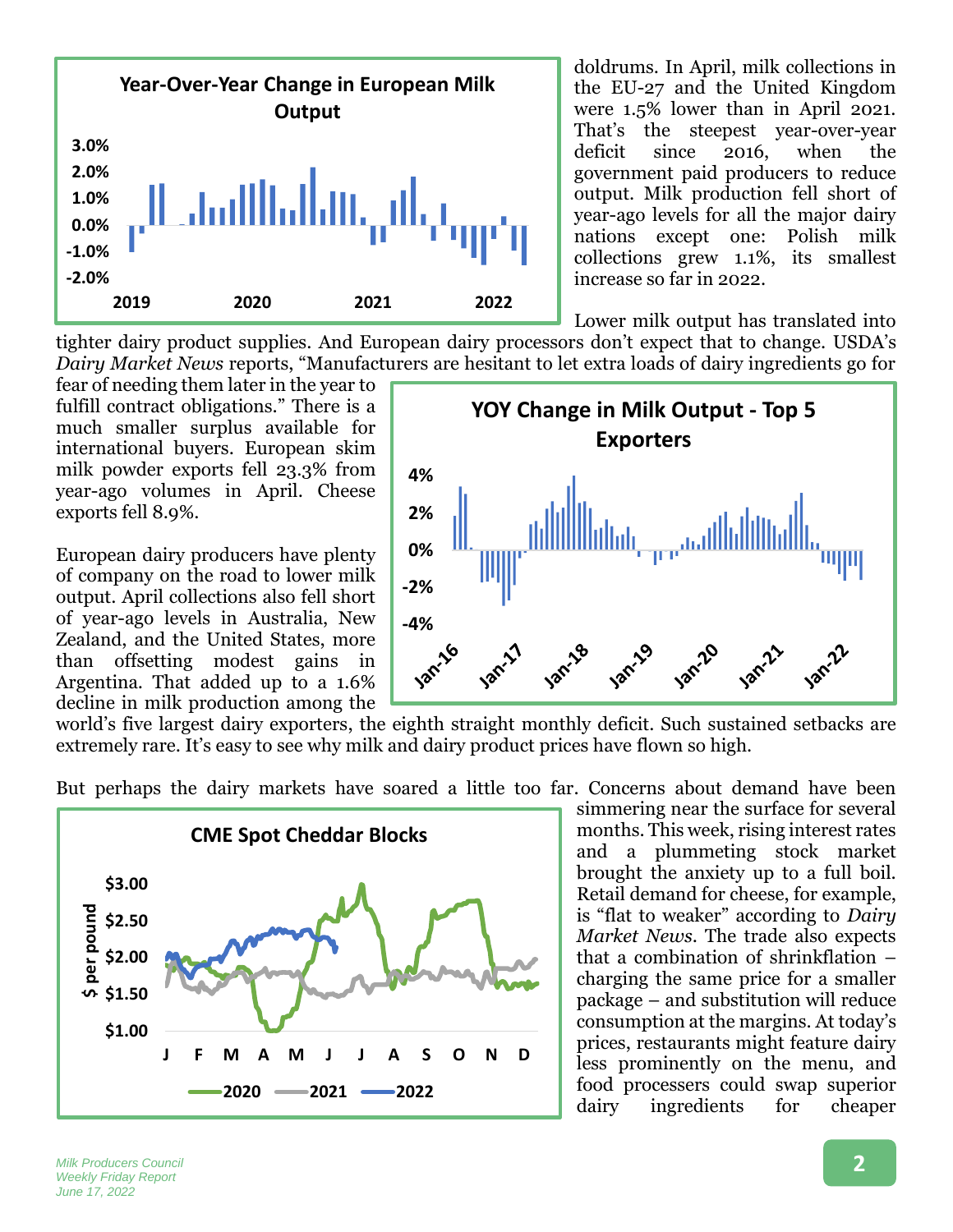doldrums. In April, milk collections in the EU-27 and the United Kingdom were 1.5% lower than in April 2021. That's the steepest year-over-year deficit since 2016, when the government paid producers to reduce output. Milk production fell short of year-ago levels for all the major dairy nations except one: Polish milk collections grew 1.1%, its smallest increase so far in 2022.

Lower milk output has translated into tighter dairy product supplies. And European dairy processors don't expect that to change. USDA's *Dairy Market News* reports, "Manufacturers are hesitant to let extra loads of dairy ingredients go for fear of needing them later in the year to fulfill contract obligations." There is a much smaller surplus available for international buyers. European skim milk powder exports fell 23.3% from year-ago volumes in April. Cheese exports fell 8.9%.

European dairy producers have plenty of company on the road to lower milk output. April collections also fell short of year-ago levels in Australia, New Zealand, and the United States, more than offsetting modest gains in Argentina. That added up to a 1.6% decline in milk production among the world's five largest dairy exporters, the eighth straight monthly deficit. Such sustained setbacks are extremely rare. It's easy to see why milk and dairy product prices have flown so high.

But perhaps the dairy markets have soared a little too far. Concerns about demand have been simmering near the surface for several months. This week, rising interest rates and a plummeting stock market brought the anxiety up to a full boil. Retail demand for cheese, for example, is "flat to weaker" according to *Dairy Market News*. The trade also expects that a combination of shrinkflation – charging the same price for a smaller package – and substitution will reduce consumption at the margins. At today's prices, restaurants might feature dairy less prominently on the menu, and food processers could swap superior dairy ingredients for cheaper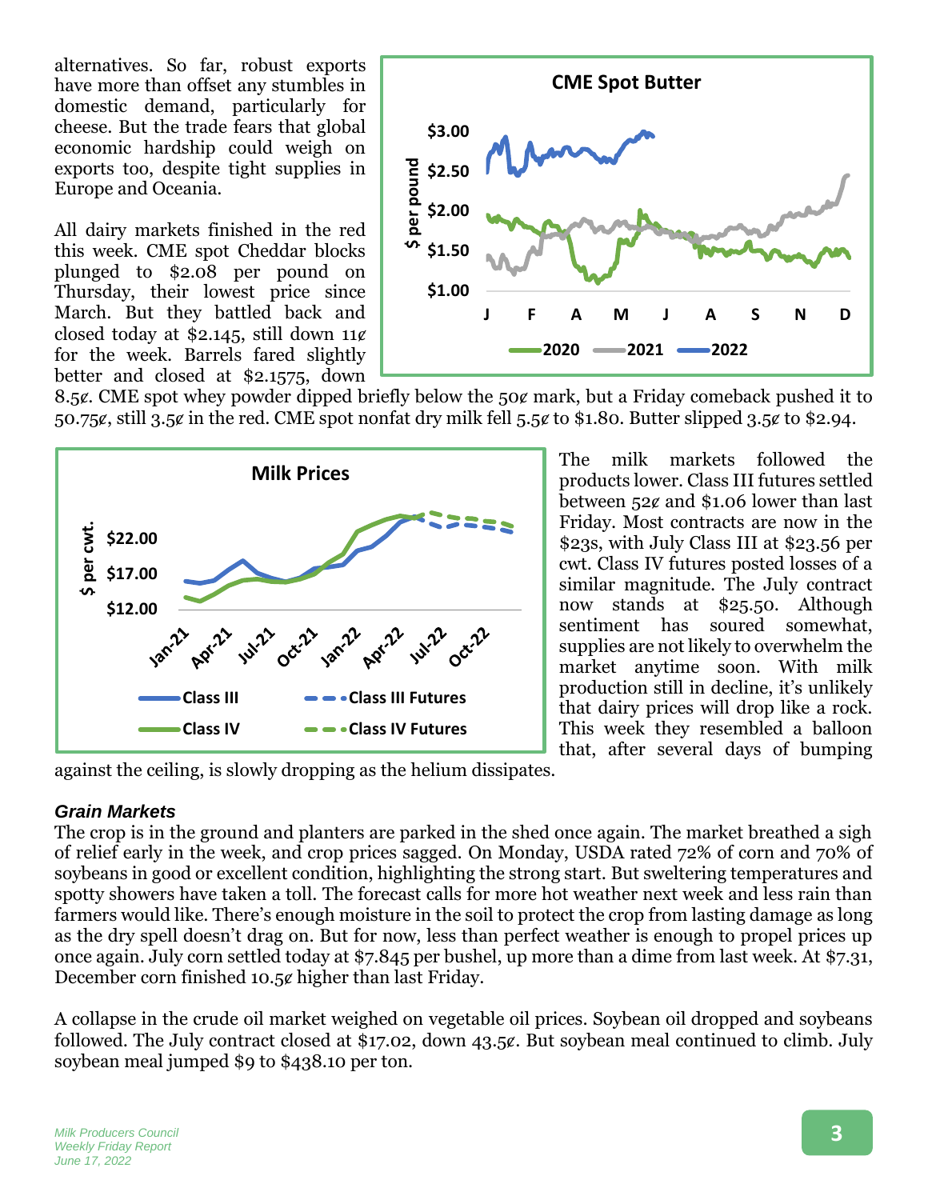alternatives. So far, robust exports have more than offset any stumbles in domestic demand, particularly for cheese. But the trade fears that global economic hardship could weigh on exports too, despite tight supplies in Europe and Oceania.

All dairy markets finished in the red this week. CME spot Cheddar blocks plunged to $2.08 per pound on Thursday, their lowest price since March. But they battled back and closed today at $2.145, still down 11¢ for the week. Barrels fared slightly better and closed at $2.1575, down 8.5¢. CME spot whey powder dipped briefly below the 50¢ mark, but a Friday comeback pushed it to 50.75¢, still 3.5¢ in the red. CME spot nonfat dry milk fell 5.5¢ to $1.80. Butter slipped 3.5¢ to $2.94.

The milk markets followed the products lower. Class III futures settled between 52¢ and $1.06 lower than last Friday. Most contracts are now in the $23s, with July Class III at $23.56 per cwt. Class IV futures posted losses of a similar magnitude. The July contract now stands at $25.50. Although sentiment has soured somewhat, supplies are not likely to overwhelm the market anytime soon. With milk production still in decline, it's unlikely that dairy prices will drop like a rock. This week they resembled a balloon that, after several days of bumping against the ceiling, is slowly dropping as the helium dissipates.

### *Grain Markets*

The crop is in the ground and planters are parked in the shed once again. The market breathed a sigh of relief early in the week, and crop prices sagged. On Monday, USDA rated 72% of corn and 70% of soybeans in good or excellent condition, highlighting the strong start. But sweltering temperatures and spotty showers have taken a toll. The forecast calls for more hot weather next week and less rain than farmers would like. There's enough moisture in the soil to protect the crop from lasting damage as long as the dry spell doesn't drag on. But for now, less than perfect weather is enough to propel prices up once again. July corn settled today at $7.845 per bushel, up more than a dime from last week. At $7.31, December corn finished 10.5¢ higher than last Friday.

A collapse in the crude oil market weighed on vegetable oil prices. Soybean oil dropped and soybeans followed. The July contract closed at $17.02, down 43.5¢. But soybean meal continued to climb. July soybean meal jumped $9 to $438.10 per ton.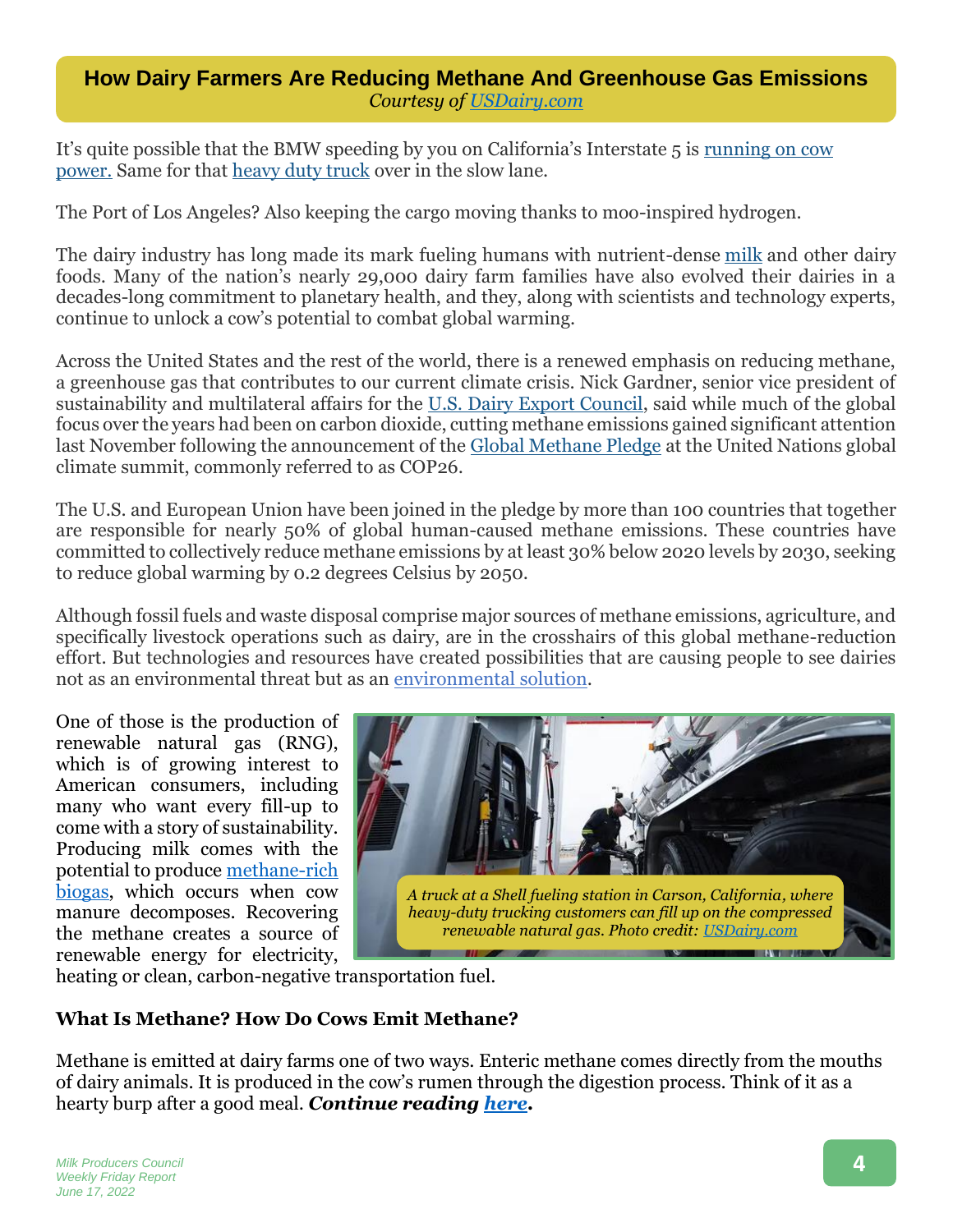## How Dairy Farmers Are Reducing Methane And Greenhouse Gas Emissions

*Courtesy of USDairy.com*

It's quite possible that the BMW speeding by you on California's Interstate 5 is running on cow power. Same for that heavy duty truck over in the slow lane.

The Port of Los Angeles? Also keeping the cargo moving thanks to moo-inspired hydrogen.

The dairy industry has long made its mark fueling humans with nutrient-dense milk and other dairy foods. Many of the nation's nearly 29,000 dairy farm families have also evolved their dairies in a decades-long commitment to planetary health, and they, along with scientists and technology experts, continue to unlock a cow's potential to combat global warming.

Across the United States and the rest of the world, there is a renewed emphasis on reducing methane, a greenhouse gas that contributes to our current climate crisis. Nick Gardner, senior vice president of sustainability and multilateral affairs for the U.S. Dairy Export Council, said while much of the global focus over the years had been on carbon dioxide, cutting methane emissions gained significant attention last November following the announcement of the Global Methane Pledge at the United Nations global climate summit, commonly referred to as COP26.

The U.S. and European Union have been joined in the pledge by more than 100 countries that together are responsible for nearly 50% of global human-caused methane emissions. These countries have committed to collectively reduce methane emissions by at least 30% below 2020 levels by 2030, seeking to reduce global warming by 0.2 degrees Celsius by 2050.

Although fossil fuels and waste disposal comprise major sources of methane emissions, agriculture, and specifically livestock operations such as dairy, are in the crosshairs of this global methane-reduction effort. But technologies and resources have created possibilities that are causing people to see dairies not as an environmental threat but as an environmental solution.

One of those is the production of renewable natural gas (RNG), which is of growing interest to American consumers, including many who want every fill-up to come with a story of sustainability. Producing milk comes with the potential to produce methane-rich biogas, which occurs when cow manure decomposes. Recovering the methane creates a source of renewable energy for electricity, heating or clean, carbon-negative transportation fuel.

*A truck at a Shell fueling station in Carson, California, where heavy-duty trucking customers can fill up on the compressed renewable natural gas. Photo credit: USDairy.com*

### What Is Methane? How Do Cows Emit Methane?

Methane is emitted at dairy farms one of two ways. Enteric methane comes directly from the mouths of dairy animals. It is produced in the cow's rumen through the digestion process. Think of it as a hearty burp after a good meal. ***Continue reading here.***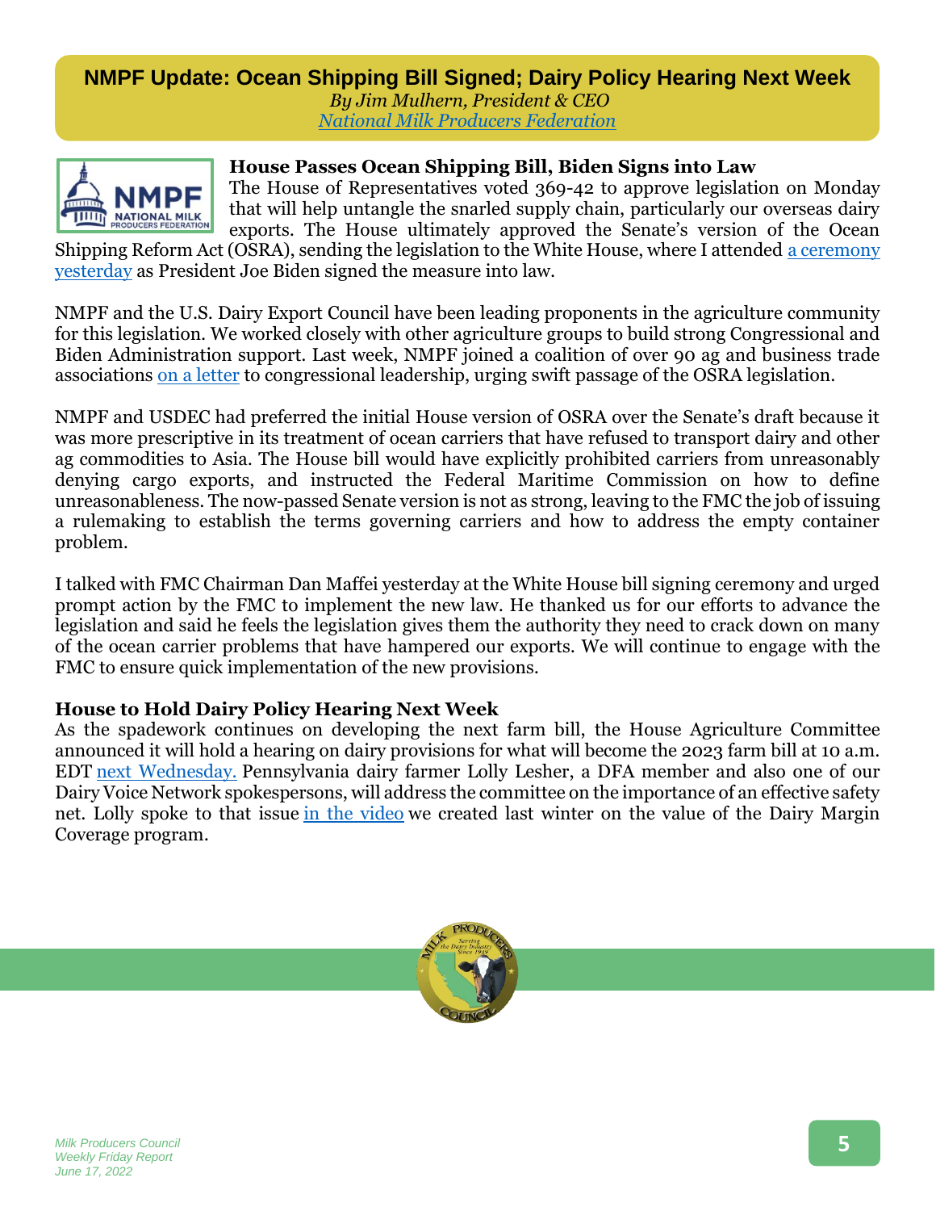## NMPF Update: Ocean Shipping Bill Signed; Dairy Policy Hearing Next Week

*By Jim Mulhern, President & CEO*
*[National Milk Producers Federation]*

### House Passes Ocean Shipping Bill, Biden Signs into Law

The House of Representatives voted 369-42 to approve legislation on Monday that will help untangle the snarled supply chain, particularly our overseas dairy exports. The House ultimately approved the Senate's version of the Ocean Shipping Reform Act (OSRA), sending the legislation to the White House, where I attended [a ceremony yesterday] as President Joe Biden signed the measure into law.

NMPF and the U.S. Dairy Export Council have been leading proponents in the agriculture community for this legislation. We worked closely with other agriculture groups to build strong Congressional and Biden Administration support. Last week, NMPF joined a coalition of over 90 ag and business trade associations [on a letter] to congressional leadership, urging swift passage of the OSRA legislation.

NMPF and USDEC had preferred the initial House version of OSRA over the Senate's draft because it was more prescriptive in its treatment of ocean carriers that have refused to transport dairy and other ag commodities to Asia. The House bill would have explicitly prohibited carriers from unreasonably denying cargo exports, and instructed the Federal Maritime Commission on how to define unreasonableness. The now-passed Senate version is not as strong, leaving to the FMC the job of issuing a rulemaking to establish the terms governing carriers and how to address the empty container problem.

I talked with FMC Chairman Dan Maffei yesterday at the White House bill signing ceremony and urged prompt action by the FMC to implement the new law. He thanked us for our efforts to advance the legislation and said he feels the legislation gives them the authority they need to crack down on many of the ocean carrier problems that have hampered our exports. We will continue to engage with the FMC to ensure quick implementation of the new provisions.

### House to Hold Dairy Policy Hearing Next Week

As the spadework continues on developing the next farm bill, the House Agriculture Committee announced it will hold a hearing on dairy provisions for what will become the 2023 farm bill at 10 a.m. EDT [next Wednesday.] Pennsylvania dairy farmer Lolly Lesher, a DFA member and also one of our Dairy Voice Network spokespersons, will address the committee on the importance of an effective safety net. Lolly spoke to that issue [in the video] we created last winter on the value of the Dairy Margin Coverage program.